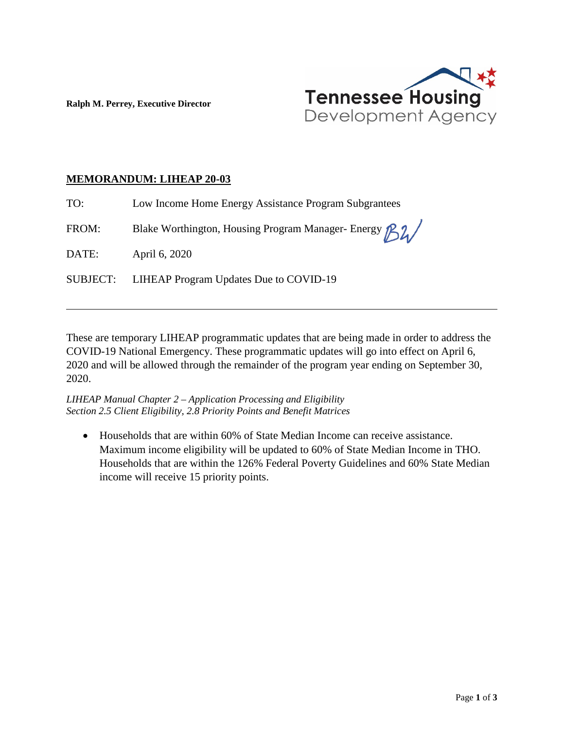**Ralph M. Perrey, Executive Director**

Tennessee Housing Development Agency

## MEMORANDUM: LIHEAP 20-03

TO: Low Income Home Energy Assistance Program Subgrantees

FROM: Blake Worthington, Housing Program Manager- Energy BW

DATE: April 6, 2020

SUBJECT: LIHEAP Program Updates Due to COVID-19

---

These are temporary LIHEAP programmatic updates that are being made in order to address the COVID-19 National Emergency. These programmatic updates will go into effect on April 6, 2020 and will be allowed through the remainder of the program year ending on September 30, 2020.

*LIHEAP Manual Chapter 2 – Application Processing and Eligibility*
*Section 2.5 Client Eligibility, 2.8 Priority Points and Benefit Matrices*

- Households that are within 60% of State Median Income can receive assistance. Maximum income eligibility will be updated to 60% of State Median Income in THO. Households that are within the 126% Federal Poverty Guidelines and 60% State Median income will receive 15 priority points.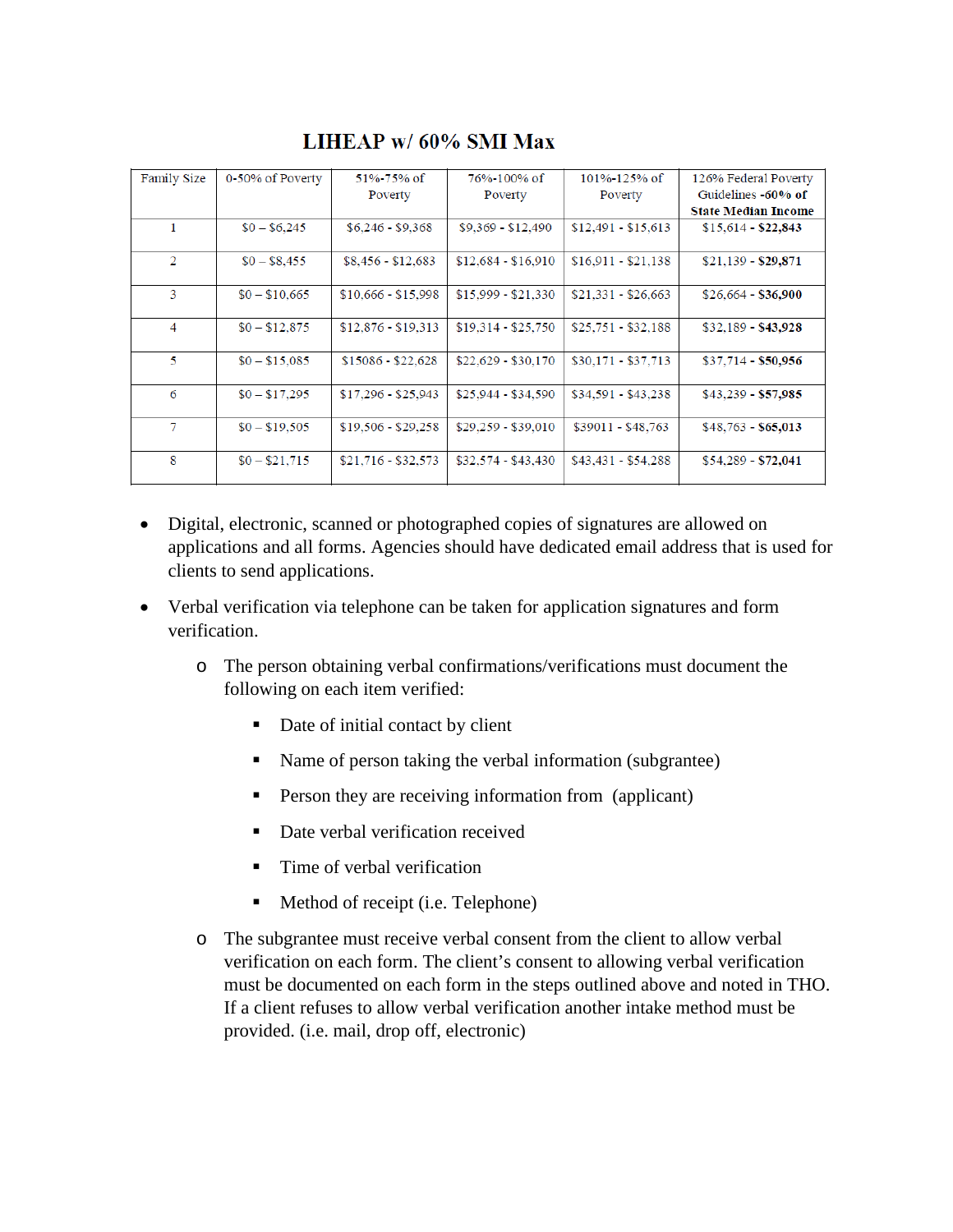## LIHEAP w/ 60% SMI Max

| Family Size | 0-50% of Poverty | 51%-75% of Poverty | 76%-100% of Poverty | 101%-125% of Poverty | 126% Federal Poverty Guidelines **-60% of State Median Income** |
|---|---|---|---|---|---|
| 1 | $0 – $6,245 | $6,246 - $9,368 | $9,369 - $12,490 | $12,491 - $15,613 | $15,614 - **$22,843** |
| 2 | $0 – $8,455 | $8,456 - $12,683 | $12,684 - $16,910 | $16,911 - $21,138 | $21,139 - **$29,871** |
| 3 | $0 – $10,665 | $10,666 - $15,998 | $15,999 - $21,330 | $21,331 - $26,663 | $26,664 - **$36,900** |
| 4 | $0 – $12,875 | $12,876 - $19,313 | $19,314 - $25,750 | $25,751 - $32,188 | $32,189 - **$43,928** |
| 5 | $0 – $15,085 | $15086 - $22,628 | $22,629 - $30,170 | $30,171 - $37,713 | $37,714 - **$50,956** |
| 6 | $0 – $17,295 | $17,296 - $25,943 | $25,944 - $34,590 | $34,591 - $43,238 | $43,239 - **$57,985** |
| 7 | $0 – $19,505 | $19,506 - $29,258 | $29,259 - $39,010 | $39011 - $48,763 | $48,763 - **$65,013** |
| 8 | $0 – $21,715 | $21,716 - $32,573 | $32,574 - $43,430 | $43,431 - $54,288 | $54,289 - **$72,041** |

- Digital, electronic, scanned or photographed copies of signatures are allowed on applications and all forms. Agencies should have dedicated email address that is used for clients to send applications.
- Verbal verification via telephone can be taken for application signatures and form verification.
  - The person obtaining verbal confirmations/verifications must document the following on each item verified:
    - Date of initial contact by client
    - Name of person taking the verbal information (subgrantee)
    - Person they are receiving information from (applicant)
    - Date verbal verification received
    - Time of verbal verification
    - Method of receipt (i.e. Telephone)
  - The subgrantee must receive verbal consent from the client to allow verbal verification on each form. The client's consent to allowing verbal verification must be documented on each form in the steps outlined above and noted in THO. If a client refuses to allow verbal verification another intake method must be provided. (i.e. mail, drop off, electronic)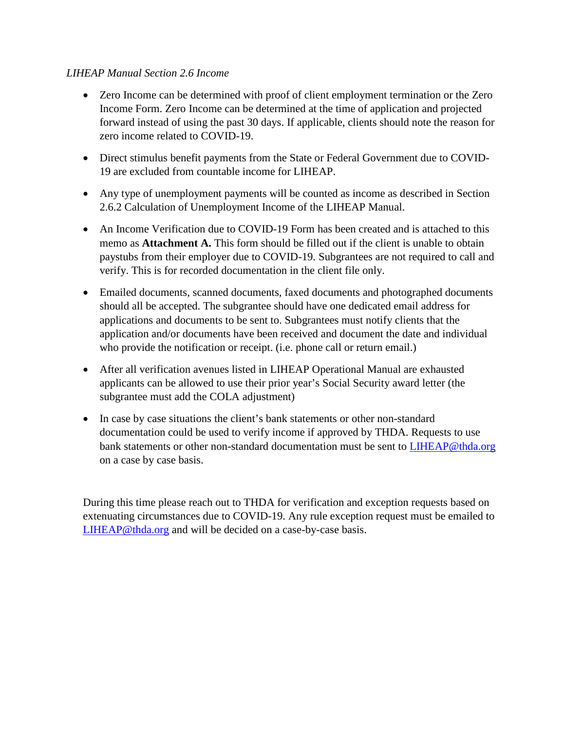*LIHEAP Manual Section 2.6 Income*

- Zero Income can be determined with proof of client employment termination or the Zero Income Form. Zero Income can be determined at the time of application and projected forward instead of using the past 30 days. If applicable, clients should note the reason for zero income related to COVID-19.
- Direct stimulus benefit payments from the State or Federal Government due to COVID-19 are excluded from countable income for LIHEAP.
- Any type of unemployment payments will be counted as income as described in Section 2.6.2 Calculation of Unemployment Income of the LIHEAP Manual.
- An Income Verification due to COVID-19 Form has been created and is attached to this memo as **Attachment A.** This form should be filled out if the client is unable to obtain paystubs from their employer due to COVID-19. Subgrantees are not required to call and verify. This is for recorded documentation in the client file only.
- Emailed documents, scanned documents, faxed documents and photographed documents should all be accepted. The subgrantee should have one dedicated email address for applications and documents to be sent to. Subgrantees must notify clients that the application and/or documents have been received and document the date and individual who provide the notification or receipt. (i.e. phone call or return email.)
- After all verification avenues listed in LIHEAP Operational Manual are exhausted applicants can be allowed to use their prior year's Social Security award letter (the subgrantee must add the COLA adjustment)
- In case by case situations the client's bank statements or other non-standard documentation could be used to verify income if approved by THDA. Requests to use bank statements or other non-standard documentation must be sent to LIHEAP@thda.org on a case by case basis.

During this time please reach out to THDA for verification and exception requests based on extenuating circumstances due to COVID-19. Any rule exception request must be emailed to LIHEAP@thda.org and will be decided on a case-by-case basis.